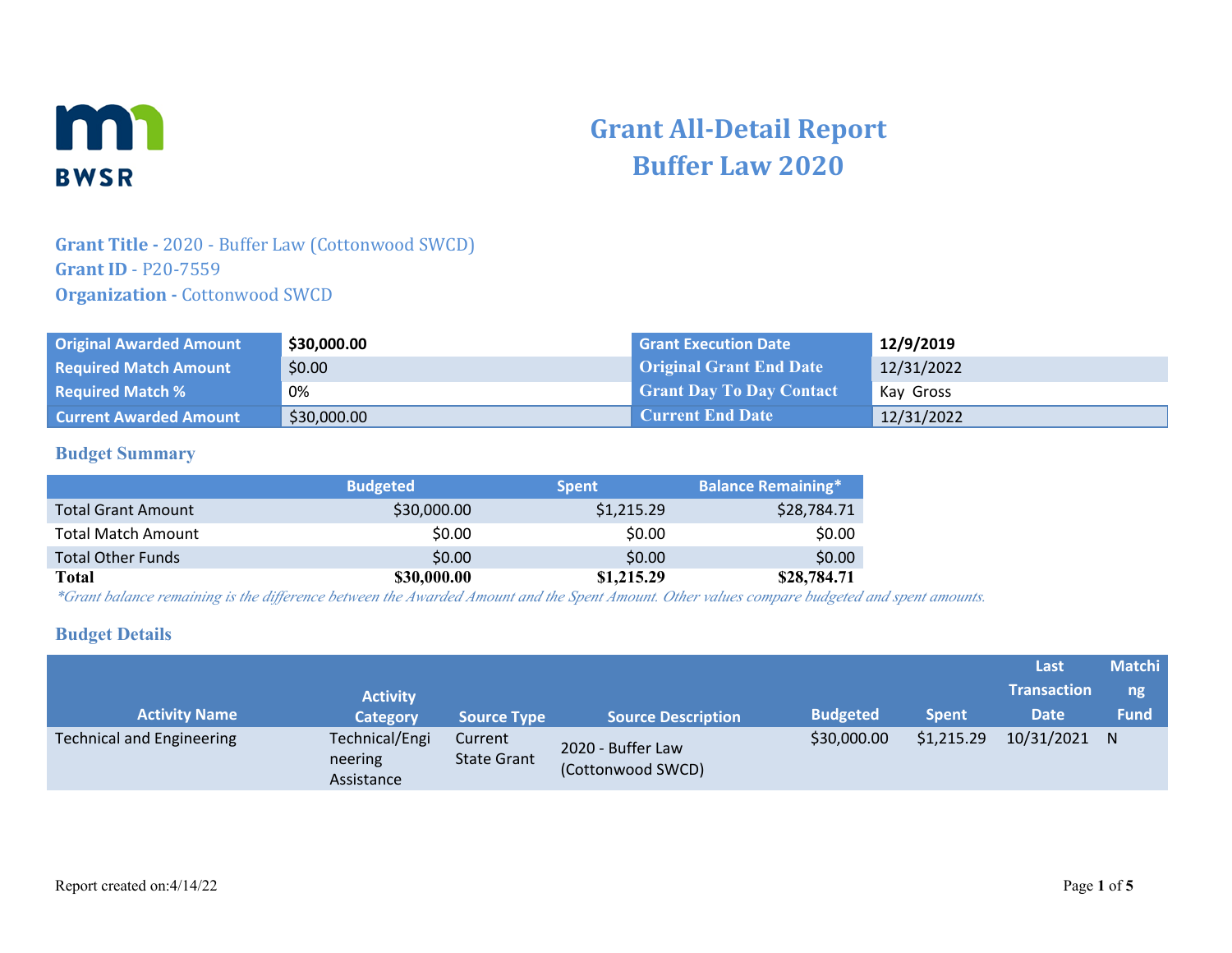# Grant All-Detail Report
# Buffer Law 2020

**Grant Title -** 2020 - Buffer Law (Cottonwood SWCD)
**Grant ID** - P20-7559
**Organization -** Cottonwood SWCD

| | | | |
|---|---|---|---|
| **Original Awarded Amount** | **$30,000.00** | **Grant Execution Date** | **12/9/2019** |
| **Required Match Amount** | $0.00 | **Original Grant End Date** | 12/31/2022 |
| **Required Match %** | 0% | **Grant Day To Day Contact** | Kay Gross |
| **Current Awarded Amount** | $30,000.00 | **Current End Date** | 12/31/2022 |

## Budget Summary

| | Budgeted | Spent | Balance Remaining* |
|---|---|---|---|
| Total Grant Amount | $30,000.00 | $1,215.29 | $28,784.71 |
| Total Match Amount | $0.00 | $0.00 | $0.00 |
| Total Other Funds | $0.00 | $0.00 | $0.00 |
| **Total** | **$30,000.00** | **$1,215.29** | **$28,784.71** |

*\*Grant balance remaining is the difference between the Awarded Amount and the Spent Amount. Other values compare budgeted and spent amounts.*

## Budget Details

| Activity Name | Activity Category | Source Type | Source Description | Budgeted | Spent | Last Transaction Date | Matching Fund |
|---|---|---|---|---|---|---|---|
| Technical and Engineering | Technical/Engineering Assistance | Current State Grant | 2020 - Buffer Law (Cottonwood SWCD) | $30,000.00 | $1,215.29 | 10/31/2021 | N |

Report created on:4/14/22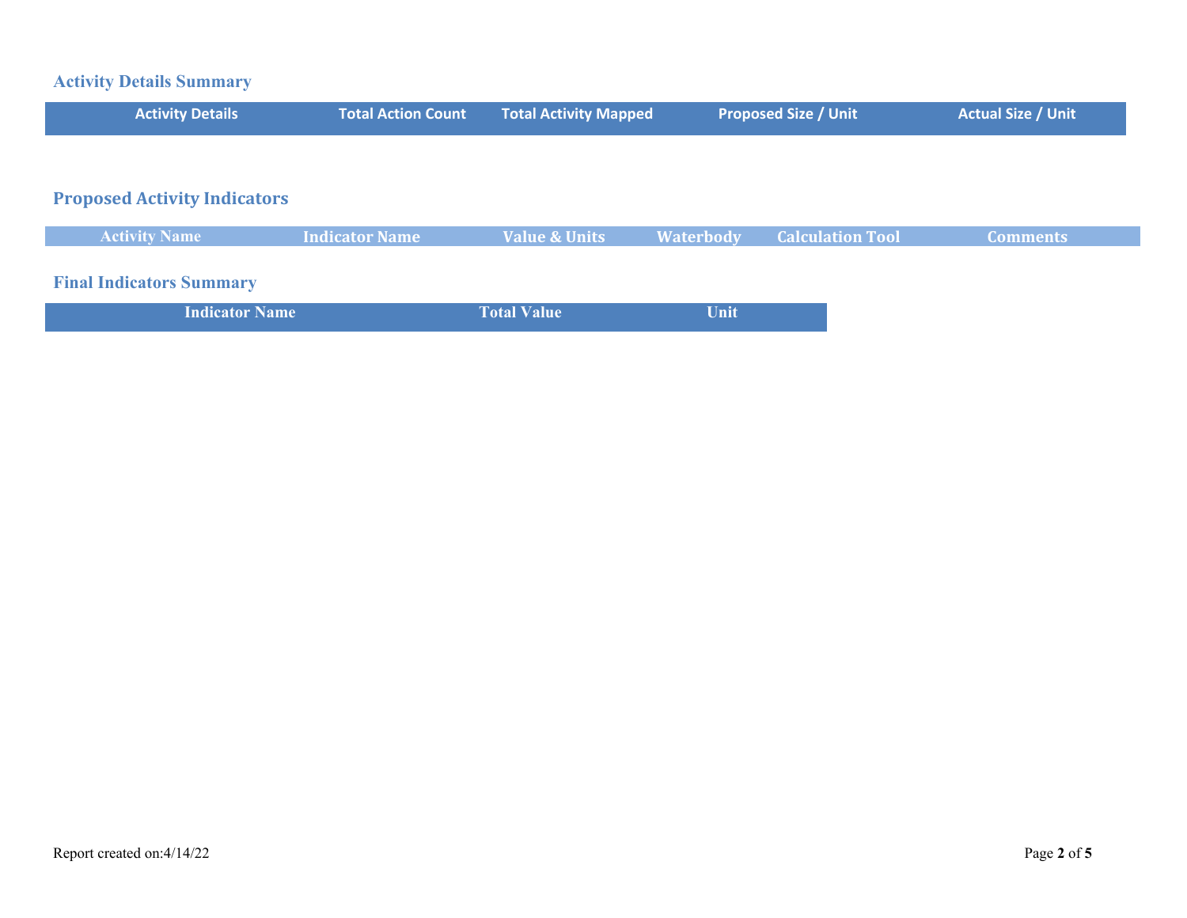## Activity Details Summary

| Activity Details | Total Action Count | Total Activity Mapped | Proposed Size / Unit | Actual Size / Unit |
| --- | --- | --- | --- | --- |

## Proposed Activity Indicators

| Activity Name | Indicator Name | Value & Units | Waterbody | Calculation Tool | Comments |
| --- | --- | --- | --- | --- | --- |

## Final Indicators Summary

| Indicator Name | Total Value | Unit |
| --- | --- | --- |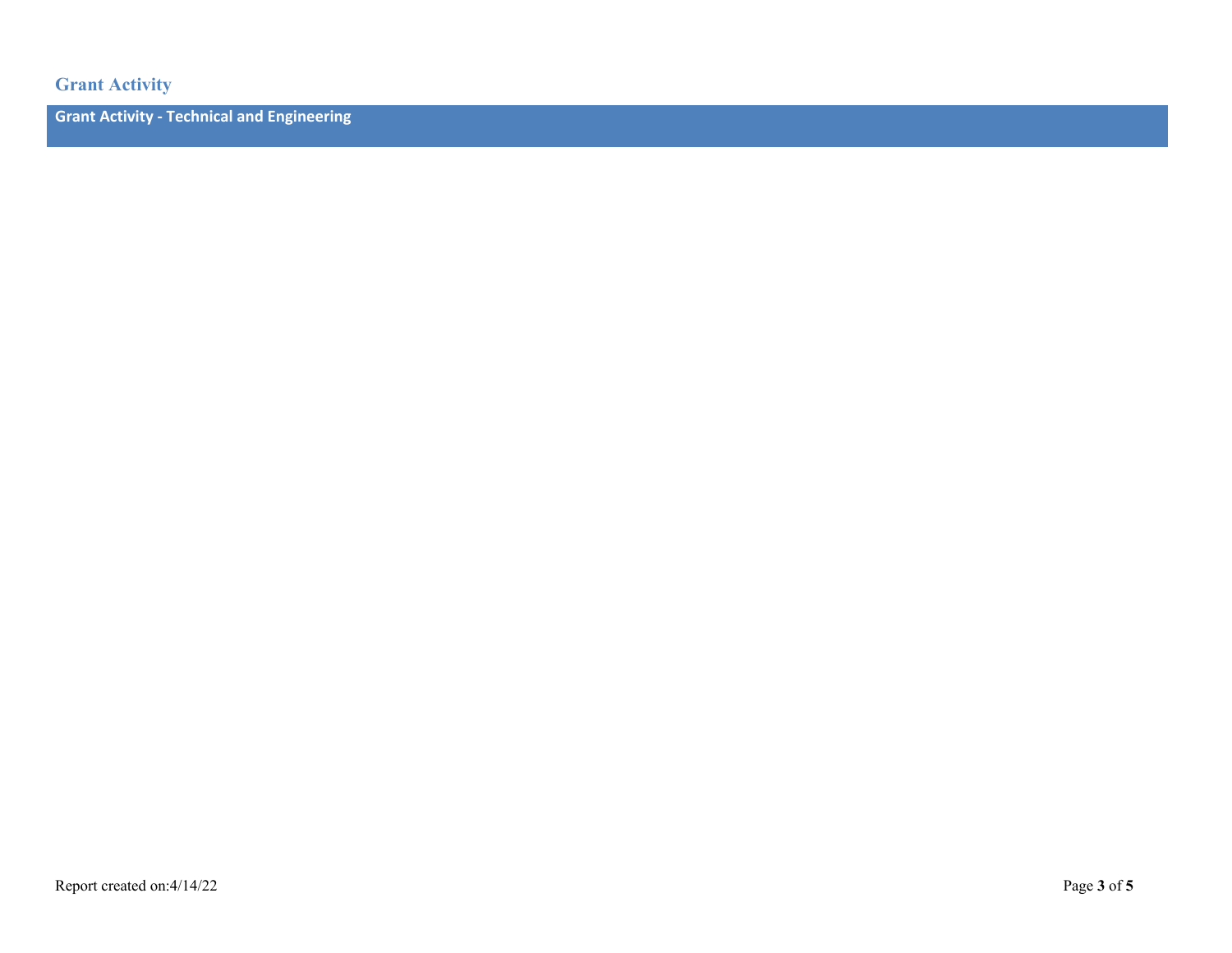## Grant Activity

### Grant Activity - Technical and Engineering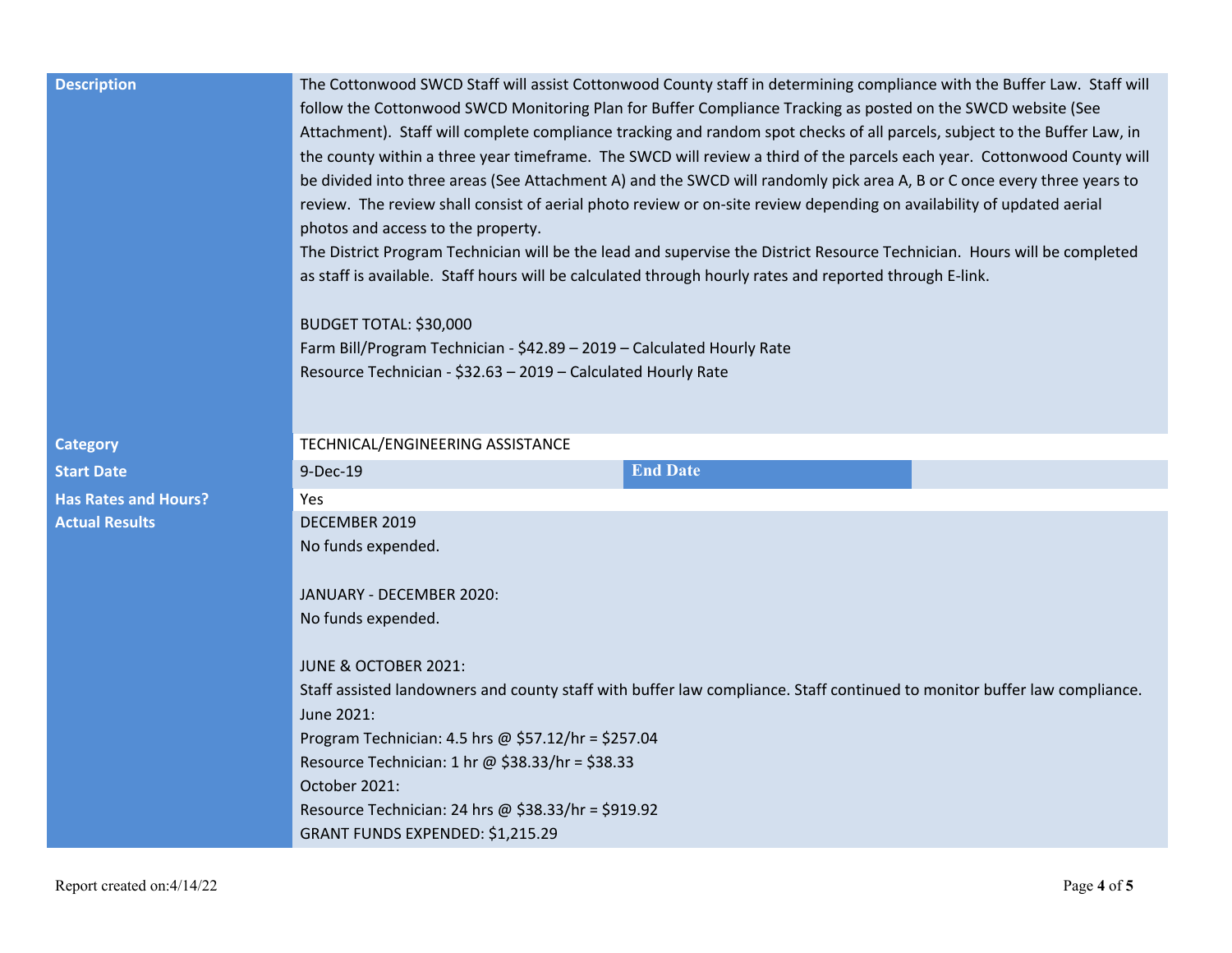| | | | |
|---|---|---|---|
| **Description** | The Cottonwood SWCD Staff will assist Cottonwood County staff in determining compliance with the Buffer Law. Staff will follow the Cottonwood SWCD Monitoring Plan for Buffer Compliance Tracking as posted on the SWCD website (See Attachment). Staff will complete compliance tracking and random spot checks of all parcels, subject to the Buffer Law, in the county within a three year timeframe. The SWCD will review a third of the parcels each year. Cottonwood County will be divided into three areas (See Attachment A) and the SWCD will randomly pick area A, B or C once every three years to review. The review shall consist of aerial photo review or on-site review depending on availability of updated aerial photos and access to the property.<br>The District Program Technician will be the lead and supervise the District Resource Technician. Hours will be completed as staff is available. Staff hours will be calculated through hourly rates and reported through E-link.<br><br>BUDGET TOTAL: $30,000<br>Farm Bill/Program Technician - $42.89 – 2019 – Calculated Hourly Rate<br>Resource Technician - $32.63 – 2019 – Calculated Hourly Rate | | |
| **Category** | TECHNICAL/ENGINEERING ASSISTANCE | | |
| **Start Date** | 9-Dec-19 | **End Date** | |
| **Has Rates and Hours?** | Yes | | |
| **Actual Results** | DECEMBER 2019<br>No funds expended.<br><br>JANUARY - DECEMBER 2020:<br>No funds expended.<br><br>JUNE & OCTOBER 2021:<br>Staff assisted landowners and county staff with buffer law compliance. Staff continued to monitor buffer law compliance.<br>June 2021:<br>Program Technician: 4.5 hrs @ $57.12/hr = $257.04<br>Resource Technician: 1 hr @ $38.33/hr = $38.33<br>October 2021:<br>Resource Technician: 24 hrs @ $38.33/hr = $919.92<br>GRANT FUNDS EXPENDED: $1,215.29 | | |

Report created on:4/14/22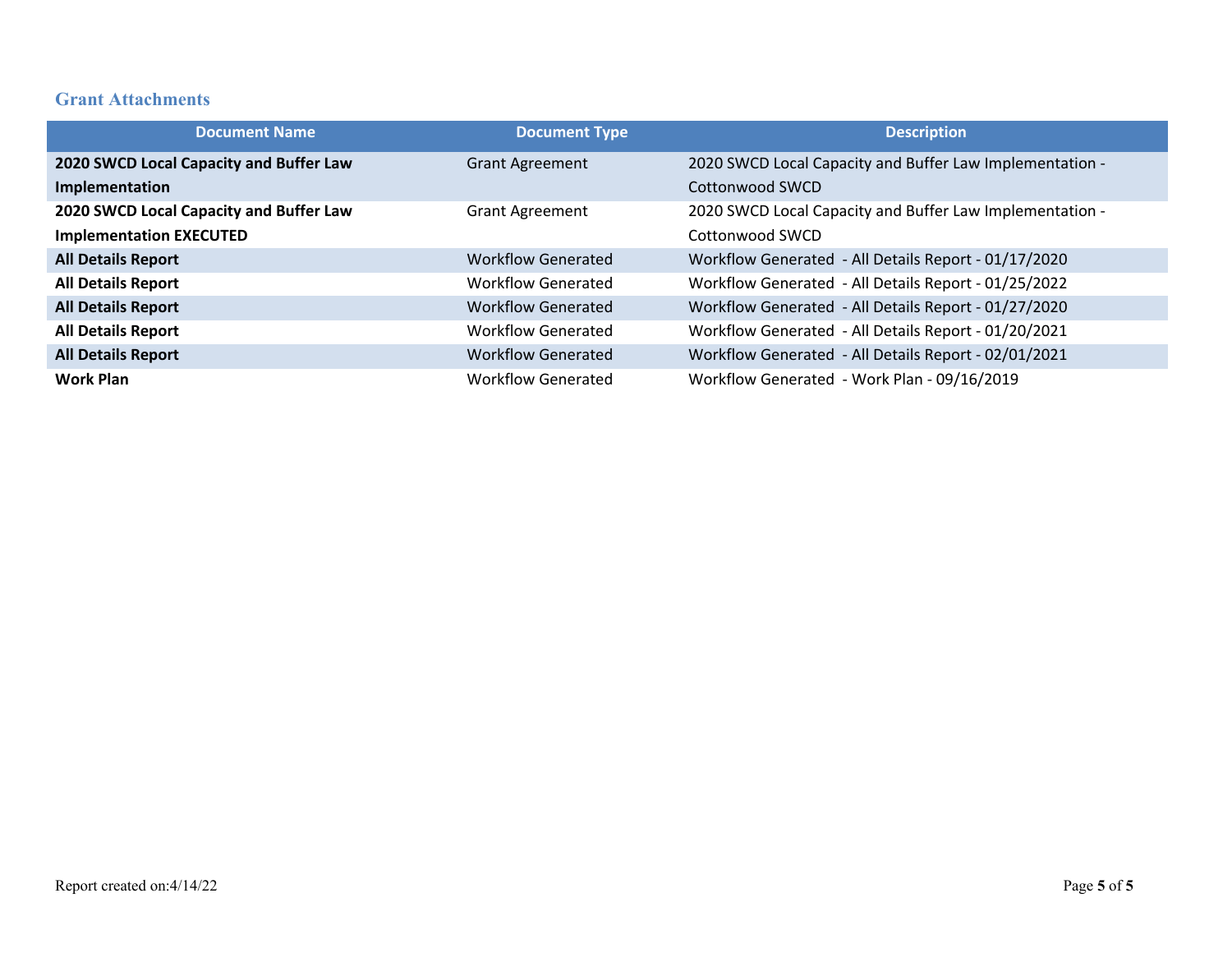## Grant Attachments

| Document Name | Document Type | Description |
|---|---|---|
| **2020 SWCD Local Capacity and Buffer Law Implementation** | Grant Agreement | 2020 SWCD Local Capacity and Buffer Law Implementation - Cottonwood SWCD |
| **2020 SWCD Local Capacity and Buffer Law Implementation EXECUTED** | Grant Agreement | 2020 SWCD Local Capacity and Buffer Law Implementation - Cottonwood SWCD |
| **All Details Report** | Workflow Generated | Workflow Generated - All Details Report - 01/17/2020 |
| **All Details Report** | Workflow Generated | Workflow Generated - All Details Report - 01/25/2022 |
| **All Details Report** | Workflow Generated | Workflow Generated - All Details Report - 01/27/2020 |
| **All Details Report** | Workflow Generated | Workflow Generated - All Details Report - 01/20/2021 |
| **All Details Report** | Workflow Generated | Workflow Generated - All Details Report - 02/01/2021 |
| **Work Plan** | Workflow Generated | Workflow Generated - Work Plan - 09/16/2019 |